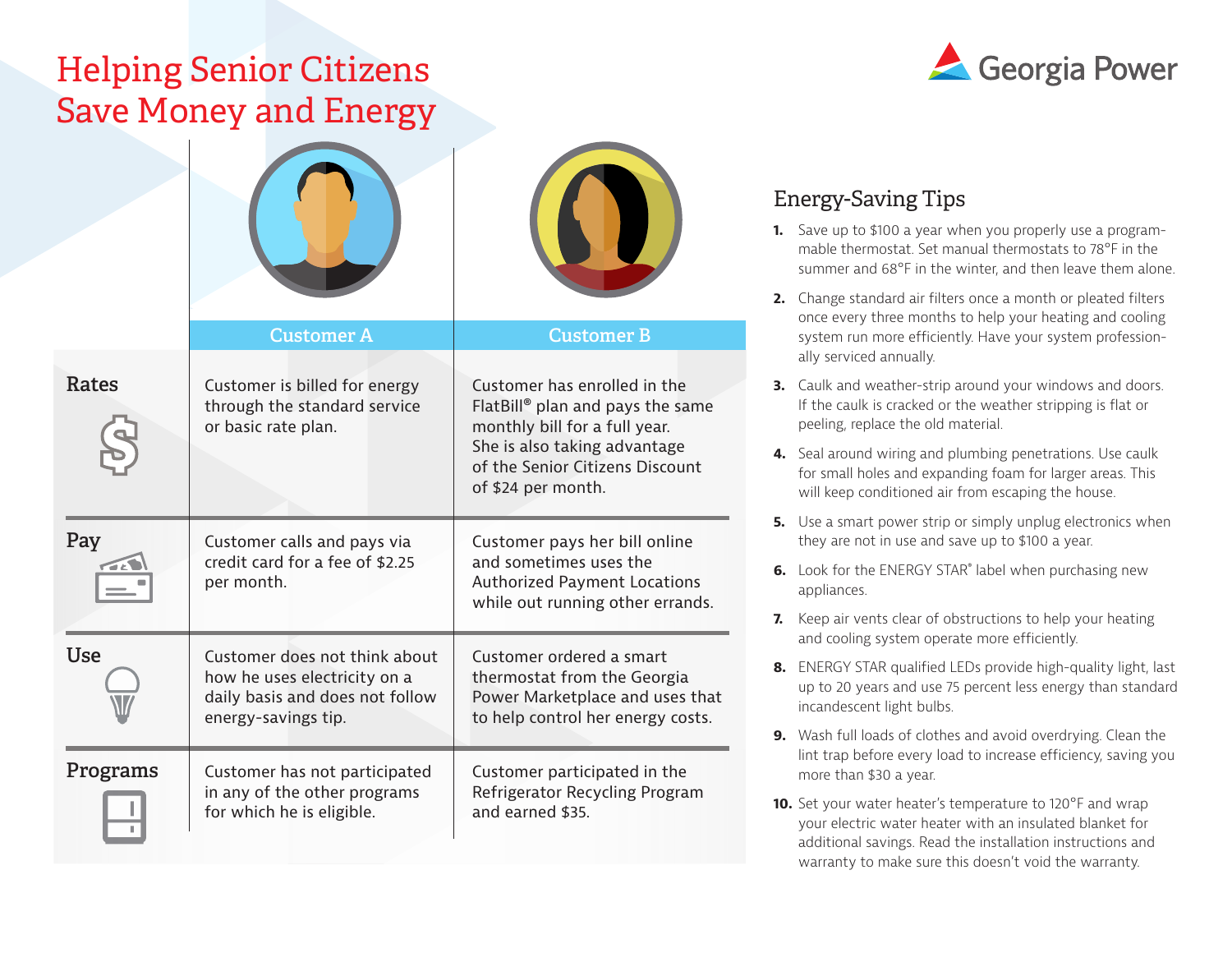# Helping Senior Citizens Save Money and Energy

Georgia Power

| | Customer A | Customer B |
|---|---|---|
| **Rates** | Customer is billed for energy through the standard service or basic rate plan. | Customer has enrolled in the FlatBill® plan and pays the same monthly bill for a full year. She is also taking advantage of the Senior Citizens Discount of $24 per month. |
| **Pay** | Customer calls and pays via credit card for a fee of $2.25 per month. | Customer pays her bill online and sometimes uses the Authorized Payment Locations while out running other errands. |
| **Use** | Customer does not think about how he uses electricity on a daily basis and does not follow energy-savings tip. | Customer ordered a smart thermostat from the Georgia Power Marketplace and uses that to help control her energy costs. |
| **Programs** | Customer has not participated in any of the other programs for which he is eligible. | Customer participated in the Refrigerator Recycling Program and earned $35. |

## Energy-Saving Tips

1. Save up to $100 a year when you properly use a programmable thermostat. Set manual thermostats to 78°F in the summer and 68°F in the winter, and then leave them alone.
2. Change standard air filters once a month or pleated filters once every three months to help your heating and cooling system run more efficiently. Have your system professionally serviced annually.
3. Caulk and weather-strip around your windows and doors. If the caulk is cracked or the weather stripping is flat or peeling, replace the old material.
4. Seal around wiring and plumbing penetrations. Use caulk for small holes and expanding foam for larger areas. This will keep conditioned air from escaping the house.
5. Use a smart power strip or simply unplug electronics when they are not in use and save up to $100 a year.
6. Look for the ENERGY STAR® label when purchasing new appliances.
7. Keep air vents clear of obstructions to help your heating and cooling system operate more efficiently.
8. ENERGY STAR qualified LEDs provide high-quality light, last up to 20 years and use 75 percent less energy than standard incandescent light bulbs.
9. Wash full loads of clothes and avoid overdrying. Clean the lint trap before every load to increase efficiency, saving you more than $30 a year.
10. Set your water heater's temperature to 120°F and wrap your electric water heater with an insulated blanket for additional savings. Read the installation instructions and warranty to make sure this doesn't void the warranty.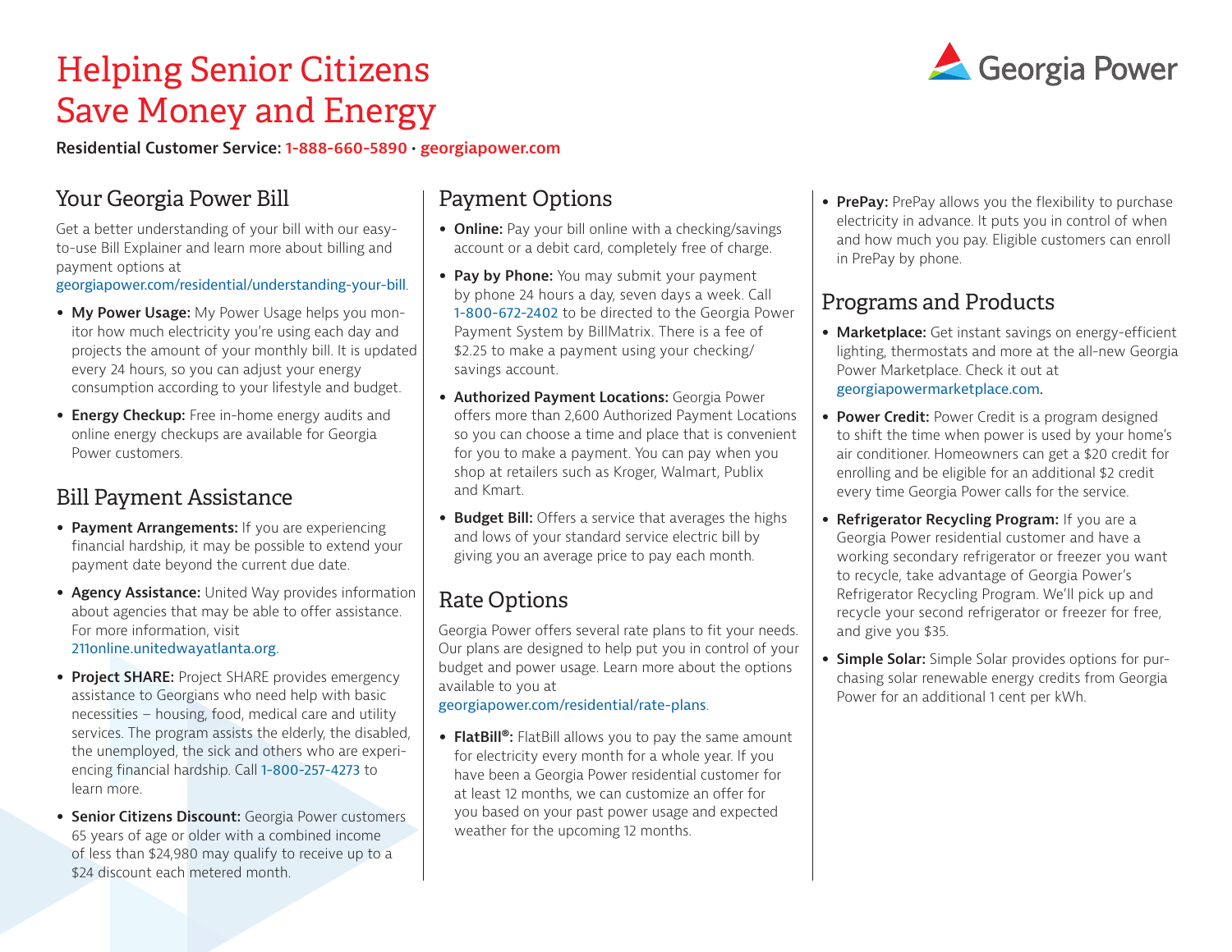# Helping Senior Citizens Save Money and Energy

**Residential Customer Service: 1-888-660-5890 • georgiapower.com**

## Your Georgia Power Bill

Get a better understanding of your bill with our easy-to-use Bill Explainer and learn more about billing and payment options at georgiapower.com/residential/understanding-your-bill.

- **My Power Usage:** My Power Usage helps you monitor how much electricity you're using each day and projects the amount of your monthly bill. It is updated every 24 hours, so you can adjust your energy consumption according to your lifestyle and budget.
- **Energy Checkup:** Free in-home energy audits and online energy checkups are available for Georgia Power customers.

## Bill Payment Assistance

- **Payment Arrangements:** If you are experiencing financial hardship, it may be possible to extend your payment date beyond the current due date.
- **Agency Assistance:** United Way provides information about agencies that may be able to offer assistance. For more information, visit 211online.unitedwayatlanta.org.
- **Project SHARE:** Project SHARE provides emergency assistance to Georgians who need help with basic necessities – housing, food, medical care and utility services. The program assists the elderly, the disabled, the unemployed, the sick and others who are experiencing financial hardship. Call 1-800-257-4273 to learn more.
- **Senior Citizens Discount:** Georgia Power customers 65 years of age or older with a combined income of less than $24,980 may qualify to receive up to a $24 discount each metered month.

## Payment Options

- **Online:** Pay your bill online with a checking/savings account or a debit card, completely free of charge.
- **Pay by Phone:** You may submit your payment by phone 24 hours a day, seven days a week. Call 1-800-672-2402 to be directed to the Georgia Power Payment System by BillMatrix. There is a fee of $2.25 to make a payment using your checking/savings account.
- **Authorized Payment Locations:** Georgia Power offers more than 2,600 Authorized Payment Locations so you can choose a time and place that is convenient for you to make a payment. You can pay when you shop at retailers such as Kroger, Walmart, Publix and Kmart.
- **Budget Bill:** Offers a service that averages the highs and lows of your standard service electric bill by giving you an average price to pay each month.

## Rate Options

Georgia Power offers several rate plans to fit your needs. Our plans are designed to help put you in control of your budget and power usage. Learn more about the options available to you at georgiapower.com/residential/rate-plans.

- **FlatBill®:** FlatBill allows you to pay the same amount for electricity every month for a whole year. If you have been a Georgia Power residential customer for at least 12 months, we can customize an offer for you based on your past power usage and expected weather for the upcoming 12 months.
- **PrePay:** PrePay allows you the flexibility to purchase electricity in advance. It puts you in control of when and how much you pay. Eligible customers can enroll in PrePay by phone.

## Programs and Products

- **Marketplace:** Get instant savings on energy-efficient lighting, thermostats and more at the all-new Georgia Power Marketplace. Check it out at georgiapowermarketplace.com.
- **Power Credit:** Power Credit is a program designed to shift the time when power is used by your home's air conditioner. Homeowners can get a $20 credit for enrolling and be eligible for an additional $2 credit every time Georgia Power calls for the service.
- **Refrigerator Recycling Program:** If you are a Georgia Power residential customer and have a working secondary refrigerator or freezer you want to recycle, take advantage of Georgia Power's Refrigerator Recycling Program. We'll pick up and recycle your second refrigerator or freezer for free, and give you $35.
- **Simple Solar:** Simple Solar provides options for purchasing solar renewable energy credits from Georgia Power for an additional 1 cent per kWh.